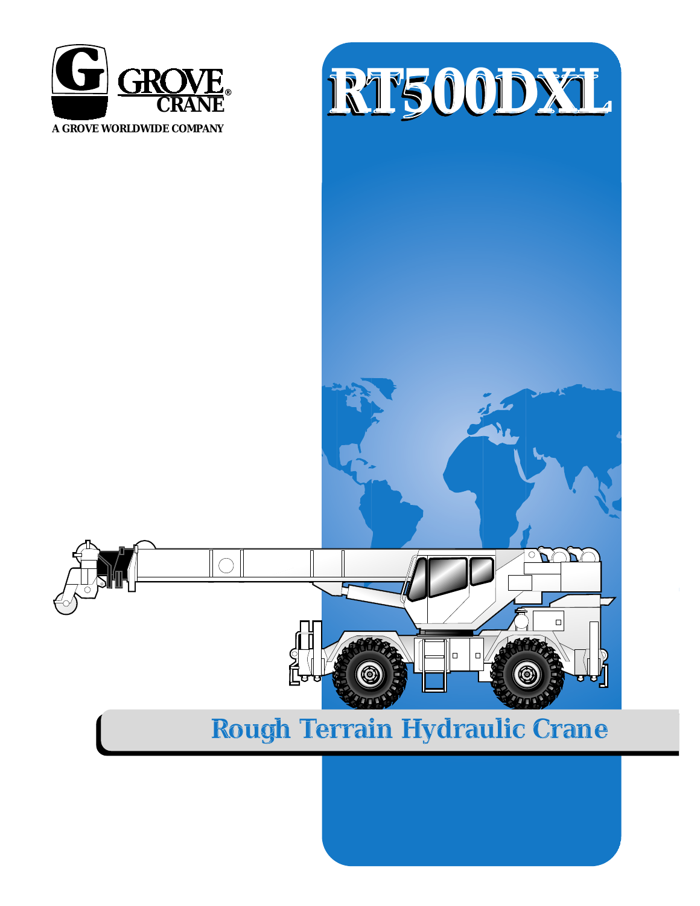GROVE CRANE®

A GROVE WORLDWIDE COMPANY

# RT500DXL

## Rough Terrain Hydraulic Crane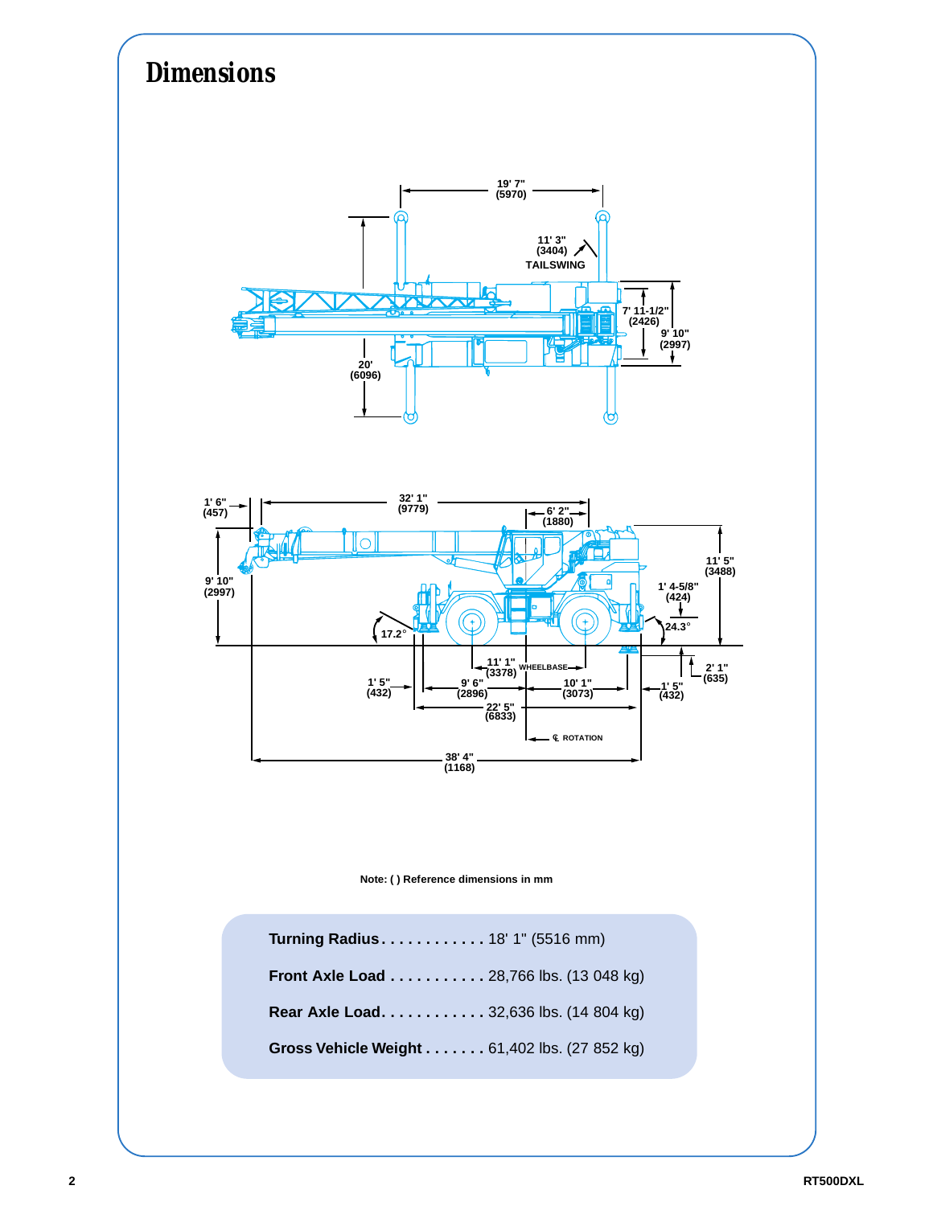# Dimensions

Note: ( ) Reference dimensions in mm

**Turning Radius** . . . . . . . . . . . . 18' 1" (5516 mm)

**Front Axle Load** . . . . . . . . . . . 28,766 lbs. (13 048 kg)

**Rear Axle Load** . . . . . . . . . . . . 32,636 lbs. (14 804 kg)

**Gross Vehicle Weight** . . . . . . . 61,402 lbs. (27 852 kg)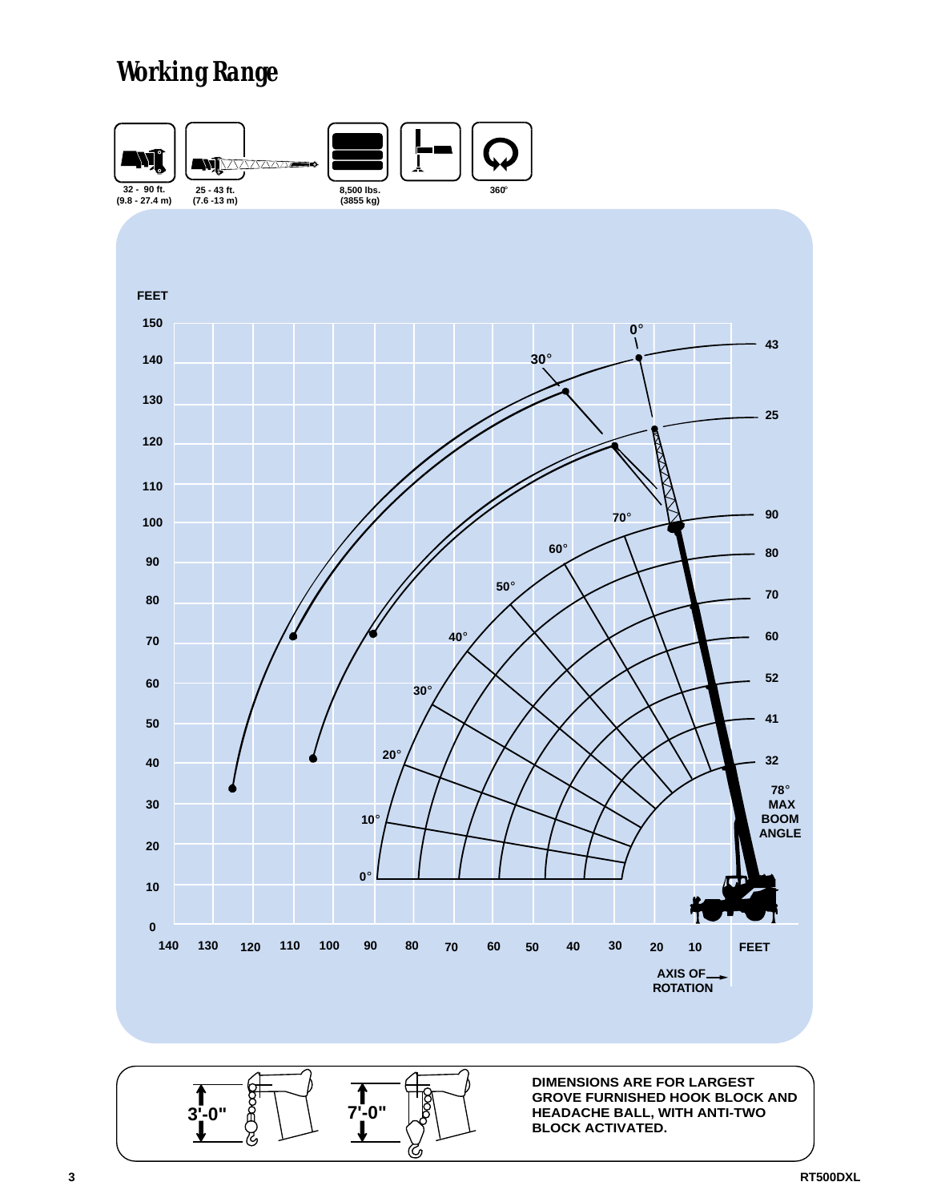# Working Range

32 - 90 ft.
(9.8 - 27.4 m)

25 - 43 ft.
(7.6 -13 m)

8,500 lbs.
(3855 kg)

360°

FEET

0°

30°

43

25

90

80

70

60

52

41

32

70°

60°

50°

40°

30°

20°

10°

0°

78°
MAX
BOOM
ANGLE

150
140
130
120
110
100
90
80
70
60
50
40
30
20
10
0

140 130 120 110 100 90 80 70 60 50 40 30 20 10 FEET

AXIS OF ROTATION

3'-0"

7'-0"

**DIMENSIONS ARE FOR LARGEST GROVE FURNISHED HOOK BLOCK AND HEADACHE BALL, WITH ANTI-TWO BLOCK ACTIVATED.**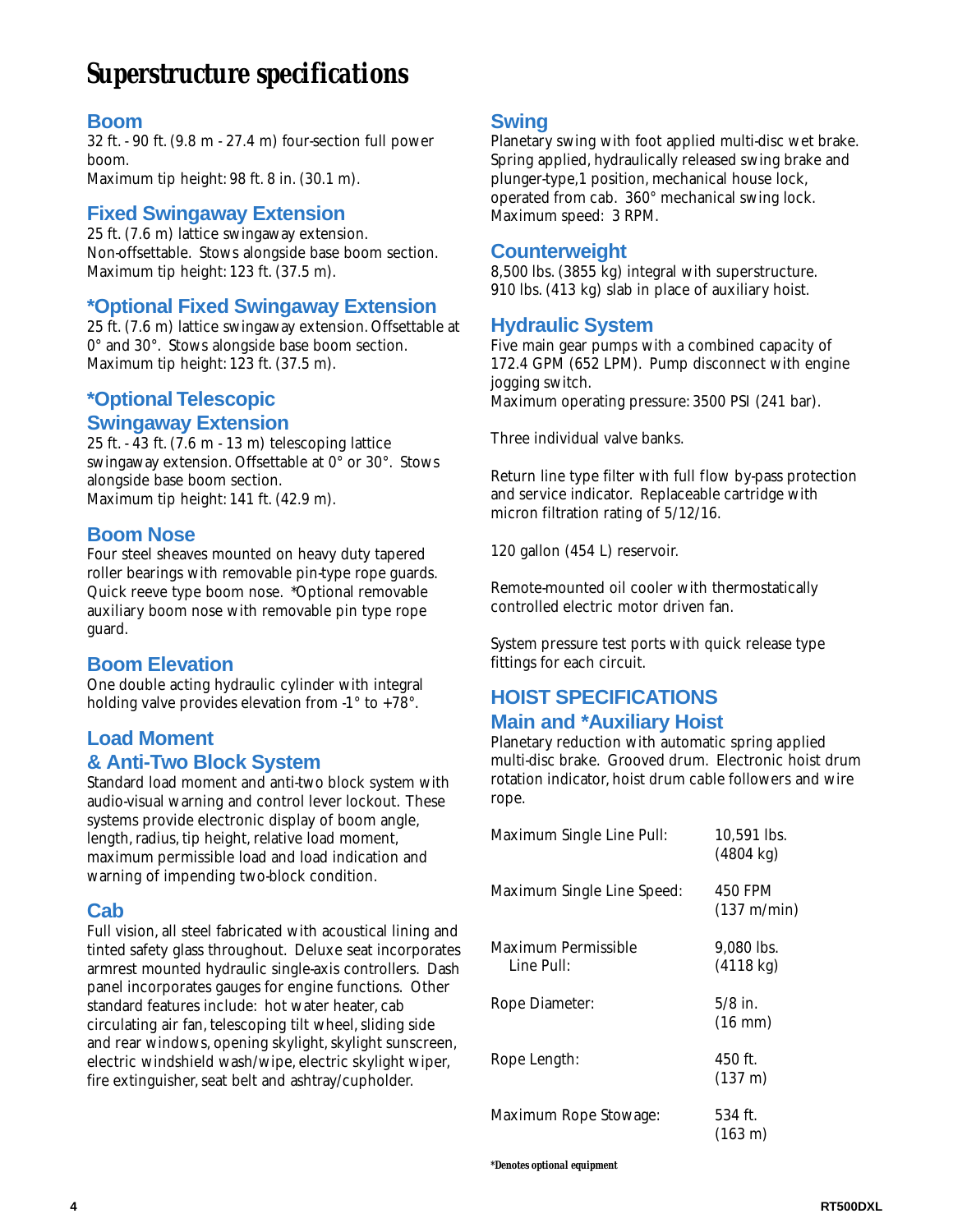# Superstructure specifications

## Boom

32 ft. - 90 ft. (9.8 m - 27.4 m) four-section full power boom.
Maximum tip height: 98 ft. 8 in. (30.1 m).

## Fixed Swingaway Extension

25 ft. (7.6 m) lattice swingaway extension. Non-offsettable. Stows alongside base boom section.
Maximum tip height: 123 ft. (37.5 m).

## *Optional Fixed Swingaway Extension

25 ft. (7.6 m) lattice swingaway extension. Offsettable at 0° and 30°. Stows alongside base boom section.
Maximum tip height: 123 ft. (37.5 m).

## *Optional Telescopic Swingaway Extension

25 ft. - 43 ft. (7.6 m - 13 m) telescoping lattice swingaway extension. Offsettable at 0° or 30°. Stows alongside base boom section.
Maximum tip height: 141 ft. (42.9 m).

## Boom Nose

Four steel sheaves mounted on heavy duty tapered roller bearings with removable pin-type rope guards. Quick reeve type boom nose. *Optional removable auxiliary boom nose with removable pin type rope guard.

## Boom Elevation

One double acting hydraulic cylinder with integral holding valve provides elevation from -1° to +78°.

## Load Moment & Anti-Two Block System

Standard load moment and anti-two block system with audio-visual warning and control lever lockout. These systems provide electronic display of boom angle, length, radius, tip height, relative load moment, maximum permissible load and load indication and warning of impending two-block condition.

## Cab

Full vision, all steel fabricated with acoustical lining and tinted safety glass throughout. Deluxe seat incorporates armrest mounted hydraulic single-axis controllers. Dash panel incorporates gauges for engine functions. Other standard features include: hot water heater, cab circulating air fan, telescoping tilt wheel, sliding side and rear windows, opening skylight, skylight sunscreen, electric windshield wash/wipe, electric skylight wiper, fire extinguisher, seat belt and ashtray/cupholder.

## Swing

Planetary swing with foot applied multi-disc wet brake. Spring applied, hydraulically released swing brake and plunger-type,1 position, mechanical house lock, operated from cab. 360° mechanical swing lock.
Maximum speed: 3 RPM.

## Counterweight

8,500 lbs. (3855 kg) integral with superstructure.
910 lbs. (413 kg) slab in place of auxiliary hoist.

## Hydraulic System

Five main gear pumps with a combined capacity of 172.4 GPM (652 LPM). Pump disconnect with engine jogging switch.
Maximum operating pressure: 3500 PSI (241 bar).

Three individual valve banks.

Return line type filter with full flow by-pass protection and service indicator. Replaceable cartridge with micron filtration rating of 5/12/16.

120 gallon (454 L) reservoir.

Remote-mounted oil cooler with thermostatically controlled electric motor driven fan.

System pressure test ports with quick release type fittings for each circuit.

## HOIST SPECIFICATIONS

### Main and *Auxiliary Hoist

Planetary reduction with automatic spring applied multi-disc brake. Grooved drum. Electronic hoist drum rotation indicator, hoist drum cable followers and wire rope.

| | |
|---|---|
| Maximum Single Line Pull: | 10,591 lbs. (4804 kg) |
| Maximum Single Line Speed: | 450 FPM (137 m/min) |
| Maximum Permissible Line Pull: | 9,080 lbs. (4118 kg) |
| Rope Diameter: | 5/8 in. (16 mm) |
| Rope Length: | 450 ft. (137 m) |
| Maximum Rope Stowage: | 534 ft. (163 m) |

***Denotes optional equipment**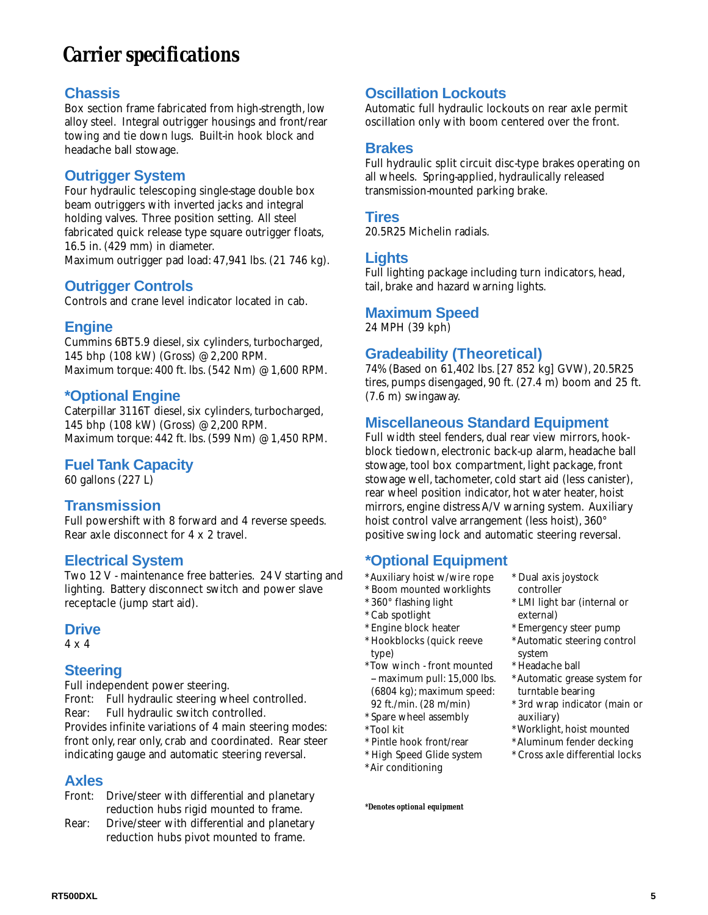# Carrier specifications

## Chassis

Box section frame fabricated from high-strength, low alloy steel. Integral outrigger housings and front/rear towing and tie down lugs. Built-in hook block and headache ball stowage.

## Outrigger System

Four hydraulic telescoping single-stage double box beam outriggers with inverted jacks and integral holding valves. Three position setting. All steel fabricated quick release type square outrigger floats, 16.5 in. (429 mm) in diameter.
Maximum outrigger pad load: 47,941 lbs. (21 746 kg).

## Outrigger Controls

Controls and crane level indicator located in cab.

## Engine

Cummins 6BT5.9 diesel, six cylinders, turbocharged, 145 bhp (108 kW) (Gross) @ 2,200 RPM.
Maximum torque: 400 ft. lbs. (542 Nm) @ 1,600 RPM.

## *Optional Engine

Caterpillar 3116T diesel, six cylinders, turbocharged, 145 bhp (108 kW) (Gross) @ 2,200 RPM.
Maximum torque: 442 ft. lbs. (599 Nm) @ 1,450 RPM.

## Fuel Tank Capacity

60 gallons (227 L)

## Transmission

Full powershift with 8 forward and 4 reverse speeds.
Rear axle disconnect for 4 x 2 travel.

## Electrical System

Two 12 V - maintenance free batteries. 24 V starting and lighting. Battery disconnect switch and power slave receptacle (jump start aid).

## Drive

4 x 4

## Steering

Full independent power steering.
Front: Full hydraulic steering wheel controlled.
Rear: Full hydraulic switch controlled.
Provides infinite variations of 4 main steering modes: front only, rear only, crab and coordinated. Rear steer indicating gauge and automatic steering reversal.

## Axles

Front: Drive/steer with differential and planetary reduction hubs rigid mounted to frame.
Rear: Drive/steer with differential and planetary reduction hubs pivot mounted to frame.

## Oscillation Lockouts

Automatic full hydraulic lockouts on rear axle permit oscillation only with boom centered over the front.

## Brakes

Full hydraulic split circuit disc-type brakes operating on all wheels. Spring-applied, hydraulically released transmission-mounted parking brake.

## Tires

20.5R25 Michelin radials.

## Lights

Full lighting package including turn indicators, head, tail, brake and hazard warning lights.

## Maximum Speed

24 MPH (39 kph)

## Gradeability (Theoretical)

74% (Based on 61,402 lbs. [27 852 kg] GVW), 20.5R25 tires, pumps disengaged, 90 ft. (27.4 m) boom and 25 ft. (7.6 m) swingaway.

## Miscellaneous Standard Equipment

Full width steel fenders, dual rear view mirrors, hook-block tiedown, electronic back-up alarm, headache ball stowage, tool box compartment, light package, front stowage well, tachometer, cold start aid (less canister), rear wheel position indicator, hot water heater, hoist mirrors, engine distress A/V warning system. Auxiliary hoist control valve arrangement (less hoist), 360° positive swing lock and automatic steering reversal.

## *Optional Equipment

- *Auxiliary hoist w/wire rope
- *Boom mounted worklights
- *360° flashing light
- *Cab spotlight
- *Engine block heater
- *Hookblocks (quick reeve type)
- *Tow winch - front mounted – maximum pull: 15,000 lbs. (6804 kg); maximum speed: 92 ft./min. (28 m/min)
- *Spare wheel assembly
- *Tool kit
- *Pintle hook front/rear
- *High Speed Glide system
- *Air conditioning
- *Dual axis joystock controller
- *LMI light bar (internal or external)
- *Emergency steer pump
- *Automatic steering control system
- *Headache ball
- *Automatic grease system for turntable bearing
- *3rd wrap indicator (main or auxiliary)
- *Worklight, hoist mounted
- *Aluminum fender decking
- *Cross axle differential locks

***Denotes optional equipment**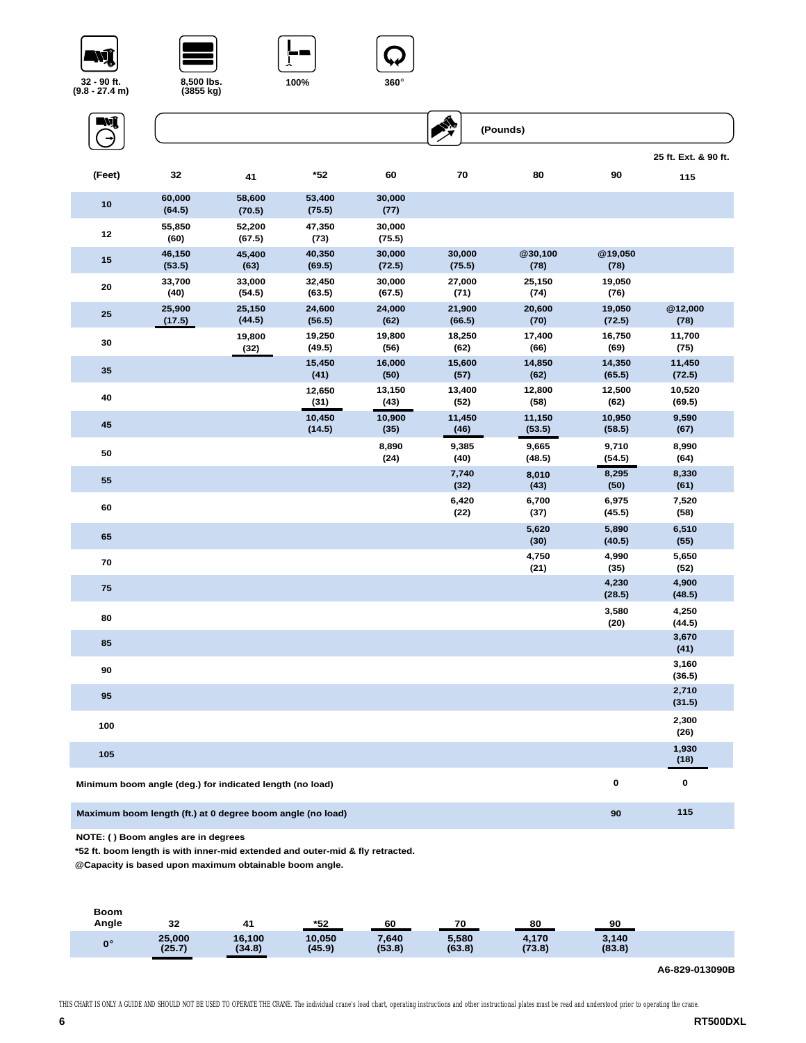32 - 90 ft. (9.8 - 27.4 m) | 8,500 lbs. (3855 kg) | 100% | 360°

| (Feet) | 32 | 41 | *52 | 60 | 70 | 80 | 90 | 25 ft. Ext. & 90 ft. 115 |
|---|---|---|---|---|---|---|---|---|
| 10 | 60,000 (64.5) | 58,600 (70.5) | 53,400 (75.5) | 30,000 (77) | | | | |
| 12 | 55,850 (60) | 52,200 (67.5) | 47,350 (73) | 30,000 (75.5) | | | | |
| 15 | 46,150 (53.5) | 45,400 (63) | 40,350 (69.5) | 30,000 (72.5) | 30,000 (75.5) | @30,100 (78) | @19,050 (78) | |
| 20 | 33,700 (40) | 33,000 (54.5) | 32,450 (63.5) | 30,000 (67.5) | 27,000 (71) | 25,150 (74) | 19,050 (76) | |
| 25 | 25,900 (17.5) | 25,150 (44.5) | 24,600 (56.5) | 24,000 (62) | 21,900 (66.5) | 20,600 (70) | 19,050 (72.5) | @12,000 (78) |
| 30 | | 19,800 (32) | 19,250 (49.5) | 19,800 (56) | 18,250 (62) | 17,400 (66) | 16,750 (69) | 11,700 (75) |
| 35 | | | 15,450 (41) | 16,000 (50) | 15,600 (57) | 14,850 (62) | 14,350 (65.5) | 11,450 (72.5) |
| 40 | | | 12,650 (31) | 13,150 (43) | 13,400 (52) | 12,800 (58) | 12,500 (62) | 10,520 (69.5) |
| 45 | | | 10,450 (14.5) | 10,900 (35) | 11,450 (46) | 11,150 (53.5) | 10,950 (58.5) | 9,590 (67) |
| 50 | | | | 8,890 (24) | 9,385 (40) | 9,665 (48.5) | 9,710 (54.5) | 8,990 (64) |
| 55 | | | | | 7,740 (32) | 8,010 (43) | 8,295 (50) | 8,330 (61) |
| 60 | | | | | 6,420 (22) | 6,700 (37) | 6,975 (45.5) | 7,520 (58) |
| 65 | | | | | | 5,620 (30) | 5,890 (40.5) | 6,510 (55) |
| 70 | | | | | | 4,750 (21) | 4,990 (35) | 5,650 (52) |
| 75 | | | | | | | 4,230 (28.5) | 4,900 (48.5) |
| 80 | | | | | | | 3,580 (20) | 4,250 (44.5) |
| 85 | | | | | | | | 3,670 (41) |
| 90 | | | | | | | | 3,160 (36.5) |
| 95 | | | | | | | | 2,710 (31.5) |
| 100 | | | | | | | | 2,300 (26) |
| 105 | | | | | | | | 1,930 (18) |
| Minimum boom angle (deg.) for indicated length (no load) | | | | | | | 0 | 0 |
| Maximum boom length (ft.) at 0 degree boom angle (no load) | | | | | | | 90 | 115 |

NOTE: ( ) Boom angles are in degrees

*52 ft. boom length is with inner-mid extended and outer-mid & fly retracted.

@Capacity is based upon maximum obtainable boom angle.

| Boom Angle | 32 | 41 | *52 | 60 | 70 | 80 | 90 |
|---|---|---|---|---|---|---|---|
| 0° | 25,000 (25.7) | 16,100 (34.8) | 10,050 (45.9) | 7,640 (53.8) | 5,580 (63.8) | 4,170 (73.8) | 3,140 (83.8) |

A6-829-013090B

THIS CHART IS ONLY A GUIDE AND SHOULD NOT BE USED TO OPERATE THE CRANE. The individual crane's load chart, operating instructions and other instructional plates must be read and understood prior to operating the crane.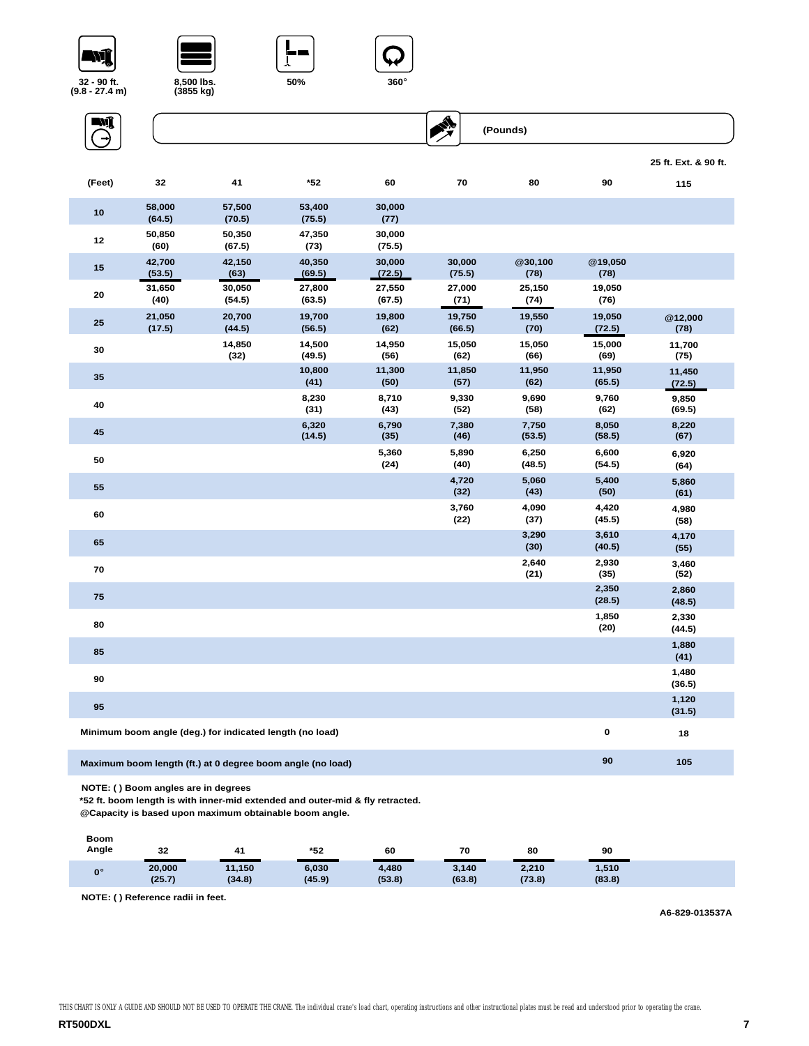32 - 90 ft. (9.8 - 27.4 m) | 8,500 lbs. (3855 kg) | 50% | 360°

(Pounds)

| (Feet) | 32 | 41 | *52 | 60 | 70 | 80 | 90 | 25 ft. Ext. & 90 ft. 115 |
|---|---|---|---|---|---|---|---|---|
| 10 | 58,000 (64.5) | 57,500 (70.5) | 53,400 (75.5) | 30,000 (77) | | | | |
| 12 | 50,850 (60) | 50,350 (67.5) | 47,350 (73) | 30,000 (75.5) | | | | |
| 15 | 42,700 (53.5) | 42,150 (63) | 40,350 (69.5) | 30,000 (72.5) | 30,000 (75.5) | @30,100 (78) | @19,050 (78) | |
| 20 | 31,650 (40) | 30,050 (54.5) | 27,800 (63.5) | 27,550 (67.5) | 27,000 (71) | 25,150 (74) | 19,050 (76) | |
| 25 | 21,050 (17.5) | 20,700 (44.5) | 19,700 (56.5) | 19,800 (62) | 19,750 (66.5) | 19,550 (70) | 19,050 (72.5) | @12,000 (78) |
| 30 | | 14,850 (32) | 14,500 (49.5) | 14,950 (56) | 15,050 (62) | 15,050 (66) | 15,000 (69) | 11,700 (75) |
| 35 | | | 10,800 (41) | 11,300 (50) | 11,850 (57) | 11,950 (62) | 11,950 (65.5) | 11,450 (72.5) |
| 40 | | | 8,230 (31) | 8,710 (43) | 9,330 (52) | 9,690 (58) | 9,760 (62) | 9,850 (69.5) |
| 45 | | | 6,320 (14.5) | 6,790 (35) | 7,380 (46) | 7,750 (53.5) | 8,050 (58.5) | 8,220 (67) |
| 50 | | | | 5,360 (24) | 5,890 (40) | 6,250 (48.5) | 6,600 (54.5) | 6,920 (64) |
| 55 | | | | | 4,720 (32) | 5,060 (43) | 5,400 (50) | 5,860 (61) |
| 60 | | | | | 3,760 (22) | 4,090 (37) | 4,420 (45.5) | 4,980 (58) |
| 65 | | | | | | 3,290 (30) | 3,610 (40.5) | 4,170 (55) |
| 70 | | | | | | 2,640 (21) | 2,930 (35) | 3,460 (52) |
| 75 | | | | | | | 2,350 (28.5) | 2,860 (48.5) |
| 80 | | | | | | | 1,850 (20) | 2,330 (44.5) |
| 85 | | | | | | | | 1,880 (41) |
| 90 | | | | | | | | 1,480 (36.5) |
| 95 | | | | | | | | 1,120 (31.5) |
| Minimum boom angle (deg.) for indicated length (no load) | | | | | | | 0 | 18 |
| Maximum boom length (ft.) at 0 degree boom angle (no load) | | | | | | | 90 | 105 |

NOTE: ( ) Boom angles are in degrees
*52 ft. boom length is with inner-mid extended and outer-mid & fly retracted.
@Capacity is based upon maximum obtainable boom angle.

| Boom Angle | 32 | 41 | *52 | 60 | 70 | 80 | 90 |
|---|---|---|---|---|---|---|---|
| 0° | 20,000 (25.7) | 11,150 (34.8) | 6,030 (45.9) | 4,480 (53.8) | 3,140 (63.8) | 2,210 (73.8) | 1,510 (83.8) |

NOTE: ( ) Reference radii in feet.

A6-829-013537A

THIS CHART IS ONLY A GUIDE AND SHOULD NOT BE USED TO OPERATE THE CRANE. The individual crane's load chart, operating instructions and other instructional plates must be read and understood prior to operating the crane.

RT500DXL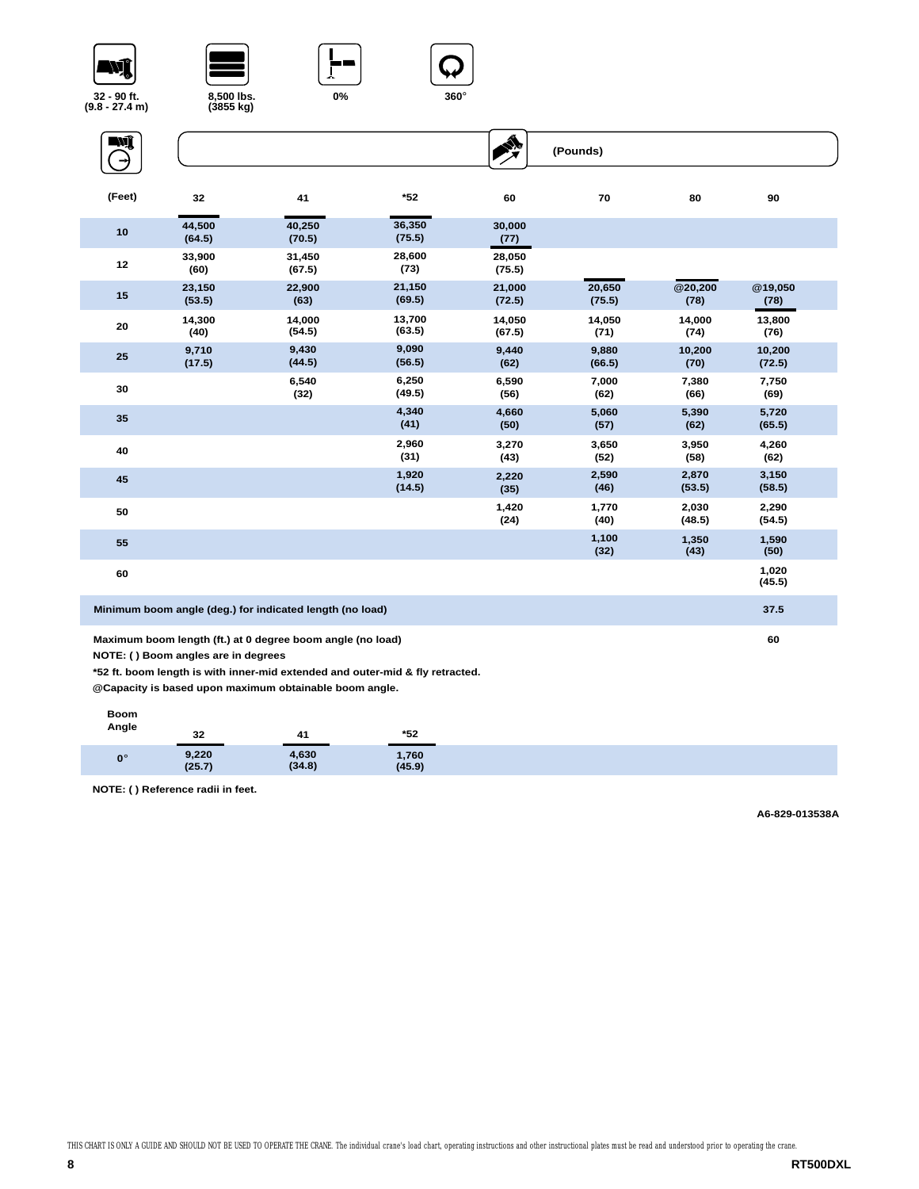32 - 90 ft. (9.8 - 27.4 m) | 8,500 lbs. (3855 kg) | 0% | 360°

(Pounds)

| (Feet) | 32 | 41 | *52 | 60 | 70 | 80 | 90 |
|---|---|---|---|---|---|---|---|
| 10 | 44,500 (64.5) | 40,250 (70.5) | 36,350 (75.5) | 30,000 (77) | | | |
| 12 | 33,900 (60) | 31,450 (67.5) | 28,600 (73) | 28,050 (75.5) | | | |
| 15 | 23,150 (53.5) | 22,900 (63) | 21,150 (69.5) | 21,000 (72.5) | 20,650 (75.5) | @20,200 (78) | @19,050 (78) |
| 20 | 14,300 (40) | 14,000 (54.5) | 13,700 (63.5) | 14,050 (67.5) | 14,050 (71) | 14,000 (74) | 13,800 (76) |
| 25 | 9,710 (17.5) | 9,430 (44.5) | 9,090 (56.5) | 9,440 (62) | 9,880 (66.5) | 10,200 (70) | 10,200 (72.5) |
| 30 | | 6,540 (32) | 6,250 (49.5) | 6,590 (56) | 7,000 (62) | 7,380 (66) | 7,750 (69) |
| 35 | | | 4,340 (41) | 4,660 (50) | 5,060 (57) | 5,390 (62) | 5,720 (65.5) |
| 40 | | | 2,960 (31) | 3,270 (43) | 3,650 (52) | 3,950 (58) | 4,260 (62) |
| 45 | | | 1,920 (14.5) | 2,220 (35) | 2,590 (46) | 2,870 (53.5) | 3,150 (58.5) |
| 50 | | | | 1,420 (24) | 1,770 (40) | 2,030 (48.5) | 2,290 (54.5) |
| 55 | | | | | 1,100 (32) | 1,350 (43) | 1,590 (50) |
| 60 | | | | | | | 1,020 (45.5) |
| Minimum boom angle (deg.) for indicated length (no load) | | | | | | | 37.5 |
| Maximum boom length (ft.) at 0 degree boom angle (no load) | | | | | | | 60 |

NOTE: ( ) Boom angles are in degrees

*52 ft. boom length is with inner-mid extended and outer-mid & fly retracted.

@Capacity is based upon maximum obtainable boom angle.

| Boom Angle | 32 | 41 | *52 |
|---|---|---|---|
| 0° | 9,220 (25.7) | 4,630 (34.8) | 1,760 (45.9) |

NOTE: ( ) Reference radii in feet.

A6-829-013538A

THIS CHART IS ONLY A GUIDE AND SHOULD NOT BE USED TO OPERATE THE CRANE. The individual crane's load chart, operating instructions and other instructional plates must be read and understood prior to operating the crane.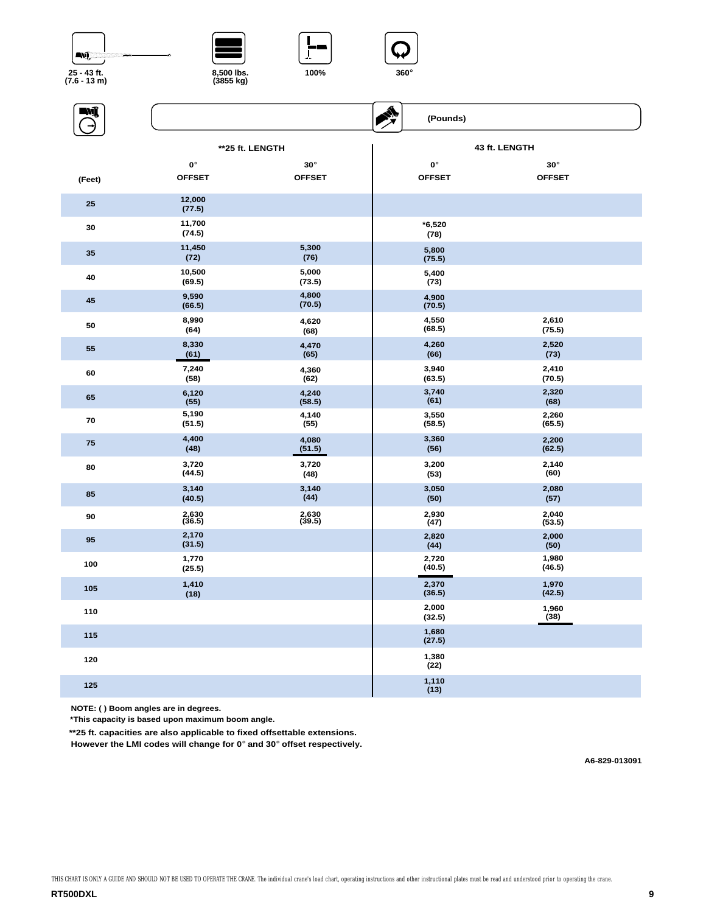25 - 43 ft. (7.6 - 13 m)

8,500 lbs. (3855 kg)

100%

360°

(Pounds)

| (Feet) | **25 ft. LENGTH 0° OFFSET | **25 ft. LENGTH 30° OFFSET | 43 ft. LENGTH 0° OFFSET | 43 ft. LENGTH 30° OFFSET |
|---|---|---|---|---|
| 25 | 12,000 (77.5) | | | |
| 30 | 11,700 (74.5) | | *6,520 (78) | |
| 35 | 11,450 (72) | 5,300 (76) | 5,800 (75.5) | |
| 40 | 10,500 (69.5) | 5,000 (73.5) | 5,400 (73) | |
| 45 | 9,590 (66.5) | 4,800 (70.5) | 4,900 (70.5) | |
| 50 | 8,990 (64) | 4,620 (68) | 4,550 (68.5) | 2,610 (75.5) |
| 55 | 8,330 (61) | 4,470 (65) | 4,260 (66) | 2,520 (73) |
| 60 | 7,240 (58) | 4,360 (62) | 3,940 (63.5) | 2,410 (70.5) |
| 65 | 6,120 (55) | 4,240 (58.5) | 3,740 (61) | 2,320 (68) |
| 70 | 5,190 (51.5) | 4,140 (55) | 3,550 (58.5) | 2,260 (65.5) |
| 75 | 4,400 (48) | 4,080 (51.5) | 3,360 (56) | 2,200 (62.5) |
| 80 | 3,720 (44.5) | 3,720 (48) | 3,200 (53) | 2,140 (60) |
| 85 | 3,140 (40.5) | 3,140 (44) | 3,050 (50) | 2,080 (57) |
| 90 | 2,630 (36.5) | 2,630 (39.5) | 2,930 (47) | 2,040 (53.5) |
| 95 | 2,170 (31.5) | | 2,820 (44) | 2,000 (50) |
| 100 | 1,770 (25.5) | | 2,720 (40.5) | 1,980 (46.5) |
| 105 | 1,410 (18) | | 2,370 (36.5) | 1,970 (42.5) |
| 110 | | | 2,000 (32.5) | 1,960 (38) |
| 115 | | | 1,680 (27.5) | |
| 120 | | | 1,380 (22) | |
| 125 | | | 1,110 (13) | |

**NOTE: ( ) Boom angles are in degrees.**

***This capacity is based upon maximum boom angle.**

****25 ft. capacities are also applicable to fixed offsettable extensions. However the LMI codes will change for 0° and 30° offset respectively.**

A6-829-013091

THIS CHART IS ONLY A GUIDE AND SHOULD NOT BE USED TO OPERATE THE CRANE. The individual crane's load chart, operating instructions and other instructional plates must be read and understood prior to operating the crane.

RT500DXL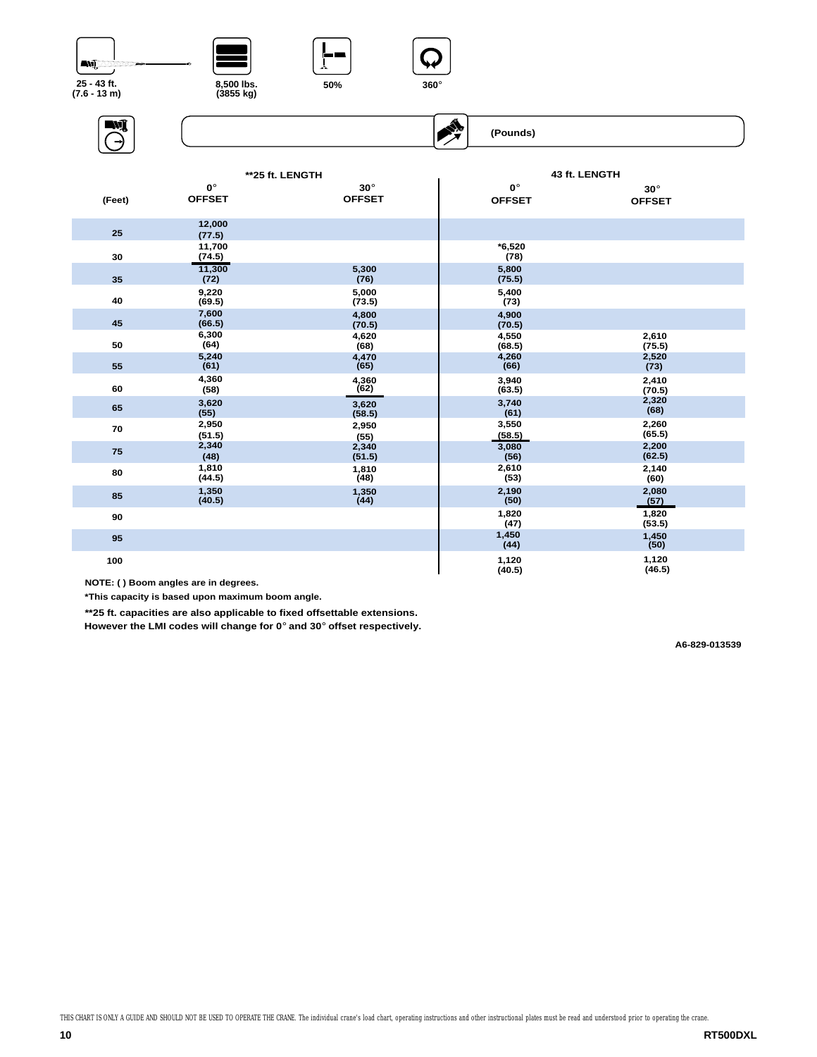25 - 43 ft.
(7.6 - 13 m)

8,500 lbs.
(3855 kg)

50%

360°

(Pounds)

| (Feet) | **25 ft. LENGTH 0° OFFSET | **25 ft. LENGTH 30° OFFSET | 43 ft. LENGTH 0° OFFSET | 43 ft. LENGTH 30° OFFSET |
|---|---|---|---|---|
| 25 | 12,000 (77.5) | | | |
| 30 | 11,700 (74.5) | | *6,520 (78) | |
| 35 | 11,300 (72) | 5,300 (76) | 5,800 (75.5) | |
| 40 | 9,220 (69.5) | 5,000 (73.5) | 5,400 (73) | |
| 45 | 7,600 (66.5) | 4,800 (70.5) | 4,900 (70.5) | |
| 50 | 6,300 (64) | 4,620 (68) | 4,550 (68.5) | 2,610 (75.5) |
| 55 | 5,240 (61) | 4,470 (65) | 4,260 (66) | 2,520 (73) |
| 60 | 4,360 (58) | 4,360 (62) | 3,940 (63.5) | 2,410 (70.5) |
| 65 | 3,620 (55) | 3,620 (58.5) | 3,740 (61) | 2,320 (68) |
| 70 | 2,950 (51.5) | 2,950 (55) | 3,550 (58.5) | 2,260 (65.5) |
| 75 | 2,340 (48) | 2,340 (51.5) | 3,080 (56) | 2,200 (62.5) |
| 80 | 1,810 (44.5) | 1,810 (48) | 2,610 (53) | 2,140 (60) |
| 85 | 1,350 (40.5) | 1,350 (44) | 2,190 (50) | 2,080 (57) |
| 90 | | | 1,820 (47) | 1,820 (53.5) |
| 95 | | | 1,450 (44) | 1,450 (50) |
| 100 | | | 1,120 (40.5) | 1,120 (46.5) |

NOTE: ( ) Boom angles are in degrees.

*This capacity is based upon maximum boom angle.

**25 ft. capacities are also applicable to fixed offsettable extensions.
However the LMI codes will change for 0° and 30° offset respectively.

A6-829-013539

THIS CHART IS ONLY A GUIDE AND SHOULD NOT BE USED TO OPERATE THE CRANE. The individual crane's load chart, operating instructions and other instructional plates must be read and understood prior to operating the crane.

RT500DXL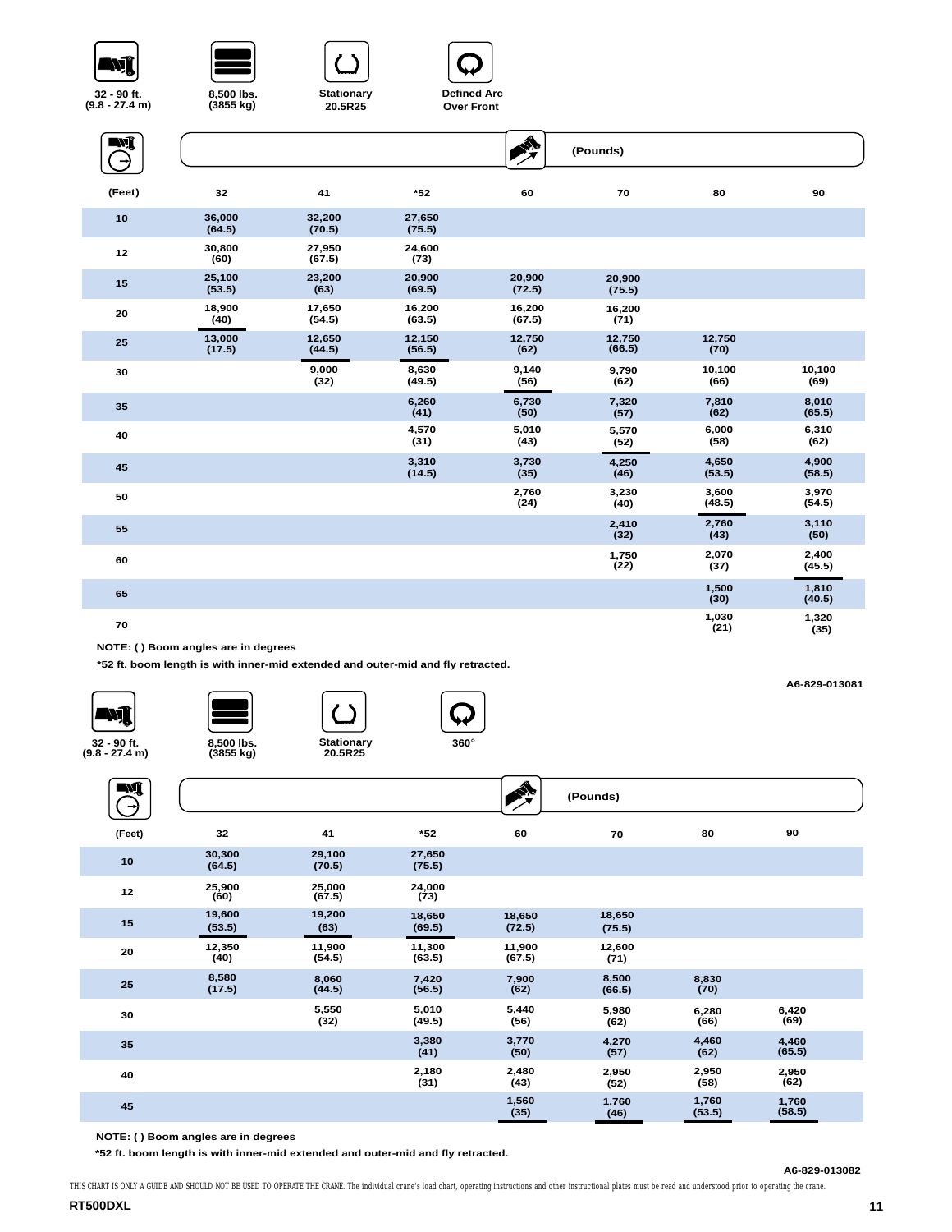32 - 90 ft. (9.8 - 27.4 m) | 8,500 lbs. (3855 kg) | Stationary 20.5R25 | Defined Arc Over Front

| (Feet) | 32 | 41 | *52 | 60 | 70 | 80 | 90 |
|---|---|---|---|---|---|---|---|
| | (Pounds) | | | | | | |
| 10 | 36,000 (64.5) | 32,200 (70.5) | 27,650 (75.5) | | | | |
| 12 | 30,800 (60) | 27,950 (67.5) | 24,600 (73) | | | | |
| 15 | 25,100 (53.5) | 23,200 (63) | 20,900 (69.5) | 20,900 (72.5) | 20,900 (75.5) | | |
| 20 | 18,900 (40) | 17,650 (54.5) | 16,200 (63.5) | 16,200 (67.5) | 16,200 (71) | | |
| 25 | 13,000 (17.5) | 12,650 (44.5) | 12,150 (56.5) | 12,750 (62) | 12,750 (66.5) | 12,750 (70) | |
| 30 | | 9,000 (32) | 8,630 (49.5) | 9,140 (56) | 9,790 (62) | 10,100 (66) | 10,100 (69) |
| 35 | | | 6,260 (41) | 6,730 (50) | 7,320 (57) | 7,810 (62) | 8,010 (65.5) |
| 40 | | | 4,570 (31) | 5,010 (43) | 5,570 (52) | 6,000 (58) | 6,310 (62) |
| 45 | | | 3,310 (14.5) | 3,730 (35) | 4,250 (46) | 4,650 (53.5) | 4,900 (58.5) |
| 50 | | | | 2,760 (24) | 3,230 (40) | 3,600 (48.5) | 3,970 (54.5) |
| 55 | | | | | 2,410 (32) | 2,760 (43) | 3,110 (50) |
| 60 | | | | | 1,750 (22) | 2,070 (37) | 2,400 (45.5) |
| 65 | | | | | | 1,500 (30) | 1,810 (40.5) |
| 70 | | | | | | 1,030 (21) | 1,320 (35) |

NOTE: ( ) Boom angles are in degrees

*52 ft. boom length is with inner-mid extended and outer-mid and fly retracted.

A6-829-013081

32 - 90 ft. (9.8 - 27.4 m) | 8,500 lbs. (3855 kg) | Stationary 20.5R25 | 360°

| (Feet) | 32 | 41 | *52 | 60 | 70 | 80 | 90 |
|---|---|---|---|---|---|---|---|
| | (Pounds) | | | | | | |
| 10 | 30,300 (64.5) | 29,100 (70.5) | 27,650 (75.5) | | | | |
| 12 | 25,900 (60) | 25,000 (67.5) | 24,000 (73) | | | | |
| 15 | 19,600 (53.5) | 19,200 (63) | 18,650 (69.5) | 18,650 (72.5) | 18,650 (75.5) | | |
| 20 | 12,350 (40) | 11,900 (54.5) | 11,300 (63.5) | 11,900 (67.5) | 12,600 (71) | | |
| 25 | 8,580 (17.5) | 8,060 (44.5) | 7,420 (56.5) | 7,900 (62) | 8,500 (66.5) | 8,830 (70) | |
| 30 | | 5,550 (32) | 5,010 (49.5) | 5,440 (56) | 5,980 (62) | 6,280 (66) | 6,420 (69) |
| 35 | | | 3,380 (41) | 3,770 (50) | 4,270 (57) | 4,460 (62) | 4,460 (65.5) |
| 40 | | | 2,180 (31) | 2,480 (43) | 2,950 (52) | 2,950 (58) | 2,950 (62) |
| 45 | | | | 1,560 (35) | 1,760 (46) | 1,760 (53.5) | 1,760 (58.5) |

NOTE: ( ) Boom angles are in degrees

*52 ft. boom length is with inner-mid extended and outer-mid and fly retracted.

A6-829-013082

THIS CHART IS ONLY A GUIDE AND SHOULD NOT BE USED TO OPERATE THE CRANE. The individual crane's load chart, operating instructions and other instructional plates must be read and understood prior to operating the crane.

RT500DXL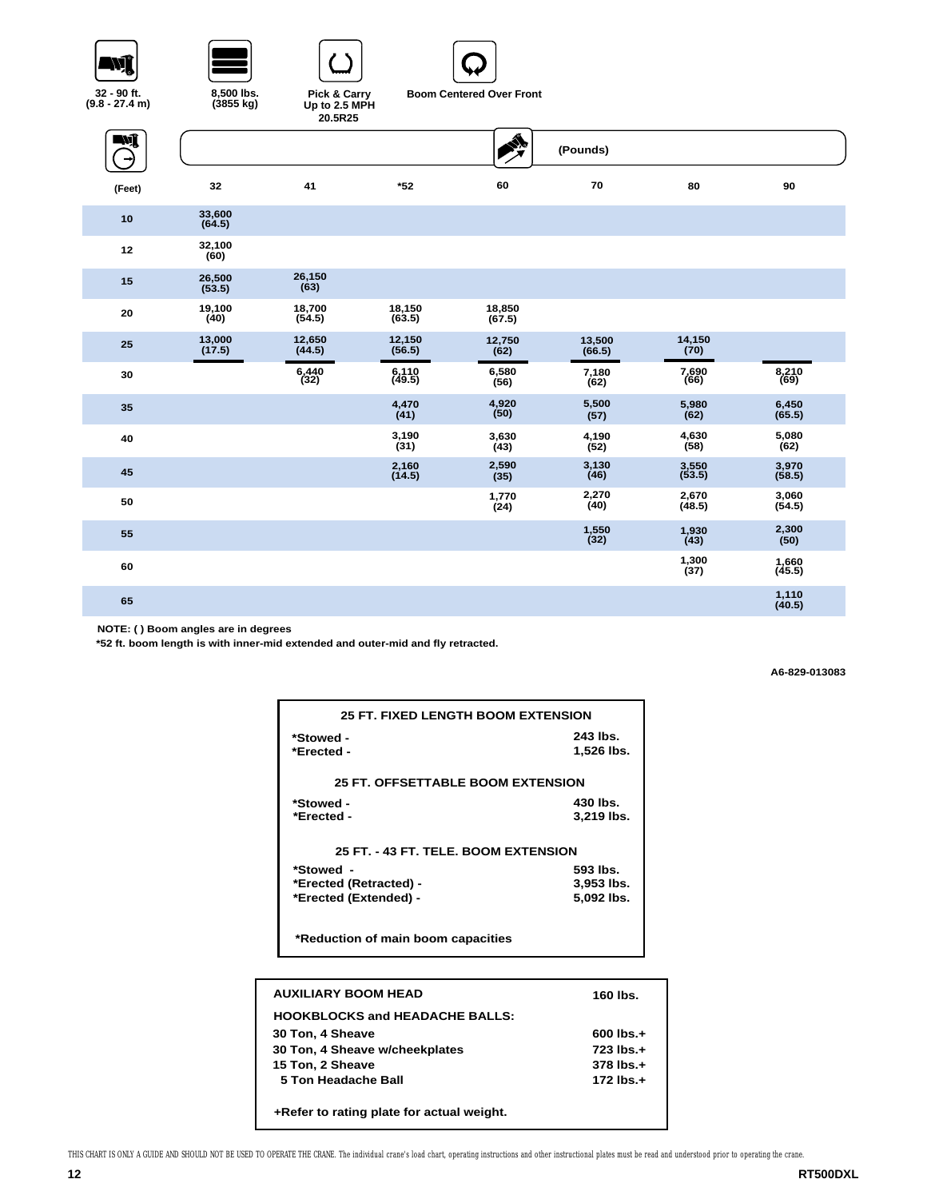32 - 90 ft.
(9.8 - 27.4 m)

8,500 lbs.
(3855 kg)

Pick & Carry
Up to 2.5 MPH
20.5R25

Boom Centered Over Front

| (Feet) | 32 | 41 | *52 | 60 | 70 | 80 | 90 |
|---|---|---|---|---|---|---|---|
| | | | | (Pounds) | | | |
| 10 | 33,600 (64.5) | | | | | | |
| 12 | 32,100 (60) | | | | | | |
| 15 | 26,500 (53.5) | 26,150 (63) | | | | | |
| 20 | 19,100 (40) | 18,700 (54.5) | 18,150 (63.5) | 18,850 (67.5) | | | |
| 25 | 13,000 (17.5) | 12,650 (44.5) | 12,150 (56.5) | 12,750 (62) | 13,500 (66.5) | 14,150 (70) | |
| 30 | | 6,440 (32) | 6,110 (49.5) | 6,580 (56) | 7,180 (62) | 7,690 (66) | 8,210 (69) |
| 35 | | | 4,470 (41) | 4,920 (50) | 5,500 (57) | 5,980 (62) | 6,450 (65.5) |
| 40 | | | 3,190 (31) | 3,630 (43) | 4,190 (52) | 4,630 (58) | 5,080 (62) |
| 45 | | | 2,160 (14.5) | 2,590 (35) | 3,130 (46) | 3,550 (53.5) | 3,970 (58.5) |
| 50 | | | | 1,770 (24) | 2,270 (40) | 2,670 (48.5) | 3,060 (54.5) |
| 55 | | | | | 1,550 (32) | 1,930 (43) | 2,300 (50) |
| 60 | | | | | | 1,300 (37) | 1,660 (45.5) |
| 65 | | | | | | | 1,110 (40.5) |

NOTE: ( ) Boom angles are in degrees
*52 ft. boom length is with inner-mid extended and outer-mid and fly retracted.

A6-829-013083

**25 FT. FIXED LENGTH BOOM EXTENSION**

| | |
|---|---|
| *Stowed - | 243 lbs. |
| *Erected - | 1,526 lbs. |

**25 FT. OFFSETTABLE BOOM EXTENSION**

| | |
|---|---|
| *Stowed - | 430 lbs. |
| *Erected - | 3,219 lbs. |

**25 FT. - 43 FT. TELE. BOOM EXTENSION**

| | |
|---|---|
| *Stowed - | 593 lbs. |
| *Erected (Retracted) - | 3,953 lbs. |
| *Erected (Extended) - | 5,092 lbs. |

*Reduction of main boom capacities

| | |
|---|---|
| **AUXILIARY BOOM HEAD** | 160 lbs. |
| **HOOKBLOCKS and HEADACHE BALLS:** | |
| 30 Ton, 4 Sheave | 600 lbs.+ |
| 30 Ton, 4 Sheave w/cheekplates | 723 lbs.+ |
| 15 Ton, 2 Sheave | 378 lbs.+ |
| 5 Ton Headache Ball | 172 lbs.+ |

+Refer to rating plate for actual weight.

THIS CHART IS ONLY A GUIDE AND SHOULD NOT BE USED TO OPERATE THE CRANE. The individual crane's load chart, operating instructions and other instructional plates must be read and understood prior to operating the crane.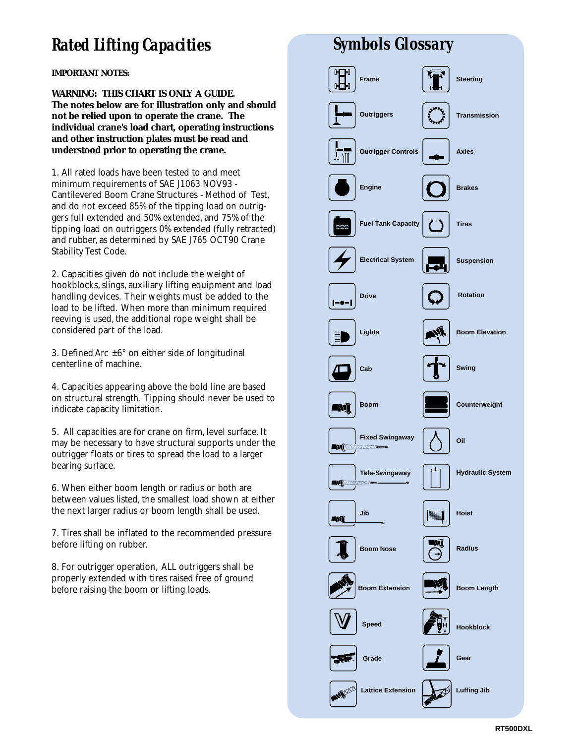# Rated Lifting Capacities

**IMPORTANT NOTES:**

**WARNING: THIS CHART IS ONLY A GUIDE. The notes below are for illustration only and should not be relied upon to operate the crane. The individual crane's load chart, operating instructions and other instruction plates must be read and understood prior to operating the crane.**

1. All rated loads have been tested to and meet minimum requirements of SAE J1063 NOV93 - Cantilevered Boom Crane Structures - Method of Test, and do not exceed 85% of the tipping load on outriggers full extended and 50% extended, and 75% of the tipping load on outriggers 0% extended (fully retracted) and rubber, as determined by SAE J765 OCT90 Crane Stability Test Code.

2. Capacities given do not include the weight of hookblocks, slings, auxiliary lifting equipment and load handling devices. Their weights must be added to the load to be lifted. When more than minimum required reeving is used, the additional rope weight shall be considered part of the load.

3. Defined Arc ±6° on either side of longitudinal centerline of machine.

4. Capacities appearing above the bold line are based on structural strength. Tipping should never be used to indicate capacity limitation.

5. All capacities are for crane on firm, level surface. It may be necessary to have structural supports under the outrigger floats or tires to spread the load to a larger bearing surface.

6. When either boom length or radius or both are between values listed, the smallest load shown at either the next larger radius or boom length shall be used.

7. Tires shall be inflated to the recommended pressure before lifting on rubber.

8. For outrigger operation, ALL outriggers shall be properly extended with tires raised free of ground before raising the boom or lifting loads.

# Symbols Glossary

- Frame
- Outriggers
- Outrigger Controls
- Engine
- Fuel Tank Capacity
- Electrical System
- Drive
- Lights
- Cab
- Boom
- Fixed Swingaway
- Tele-Swingaway
- Jib
- Boom Nose
- Boom Extension
- Speed
- Grade
- Lattice Extension
- Steering
- Transmission
- Axles
- Brakes
- Tires
- Suspension
- Rotation
- Boom Elevation
- Swing
- Counterweight
- Oil
- Hydraulic System
- Hoist
- Radius
- Boom Length
- Hookblock
- Gear
- Luffing Jib

RT500DXL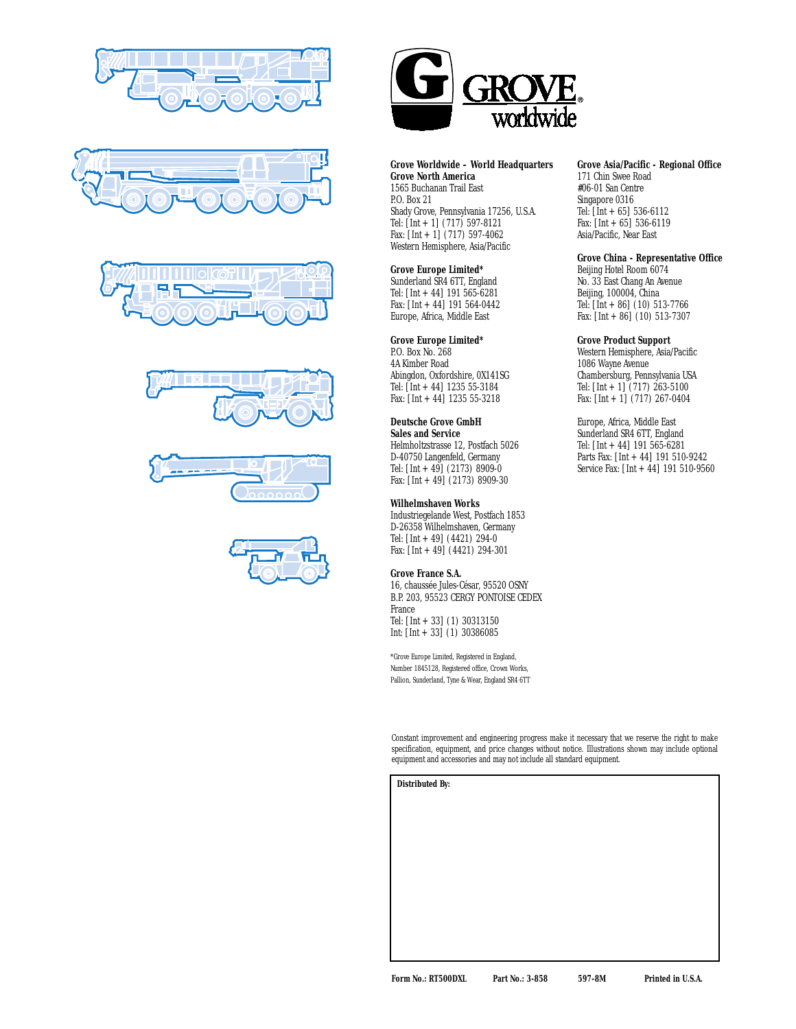GROVE worldwide

**Grove Worldwide - World Headquarters**
**Grove North America**
1565 Buchanan Trail East
P.O. Box 21
Shady Grove, Pennsylvania 17256, U.S.A.
Tel: [Int + 1] (717) 597-8121
Fax: [Int + 1] (717) 597-4062
Western Hemisphere, Asia/Pacific

**Grove Europe Limited***
Sunderland SR4 6TT, England
Tel: [Int + 44] 191 565-6281
Fax: [Int + 44] 191 564-0442
Europe, Africa, Middle East

**Grove Europe Limited***
P.O. Box No. 268
4A Kimber Road
Abingdon, Oxfordshire, 0X141SG
Tel: [Int + 44] 1235 55-3184
Fax: [Int + 44] 1235 55-3218

**Deutsche Grove GmbH**
**Sales and Service**
Helmholtzstrasse 12, Postfach 5026
D-40750 Langenfeld, Germany
Tel: [Int + 49] (2173) 8909-0
Fax: [Int + 49] (2173) 8909-30

**Wilhelmshaven Works**
Industriegelande West, Postfach 1853
D-26358 Wilhelmshaven, Germany
Tel: [Int + 49] (4421) 294-0
Fax: [Int + 49] (4421) 294-301

**Grove France S.A.**
16, chaussée Jules-César, 95520 OSNY
B.P. 203, 95523 CERGY PONTOISE CEDEX
France
Tel: [Int + 33] (1) 30313150
Int: [Int + 33] (1) 30386085

*Grove Europe Limited, Registered in England, Number 1845128, Registered office, Crown Works, Pallion, Sunderland, Tyne & Wear, England SR4 6TT

**Grove Asia/Pacific - Regional Office**
171 Chin Swee Road
#06-01 San Centre
Singapore 0316
Tel: [Int + 65] 536-6112
Fax: [Int + 65] 536-6119
Asia/Pacific, Near East

**Grove China - Representative Office**
Beijing Hotel Room 6074
No. 33 East Chang An Avenue
Beijing, 100004, China
Tel: [Int + 86] (10) 513-7766
Fax: [Int + 86] (10) 513-7307

**Grove Product Support**
Western Hemisphere, Asia/Pacific
1086 Wayne Avenue
Chambersburg, Pennsylvania USA
Tel: [Int + 1] (717) 263-5100
Fax: [Int + 1] (717) 267-0404

Europe, Africa, Middle East
Sunderland SR4 6TT, England
Tel: [Int + 44] 191 565-6281
Parts Fax: [Int + 44] 191 510-9242
Service Fax: [Int + 44] 191 510-9560

Constant improvement and engineering progress make it necessary that we reserve the right to make specification, equipment, and price changes without notice. Illustrations shown may include optional equipment and accessories and may not include all standard equipment.

**Distributed By:**

**Form No.: RT500DXL** **Part No.: 3-858** **597-8M** **Printed in U.S.A.**